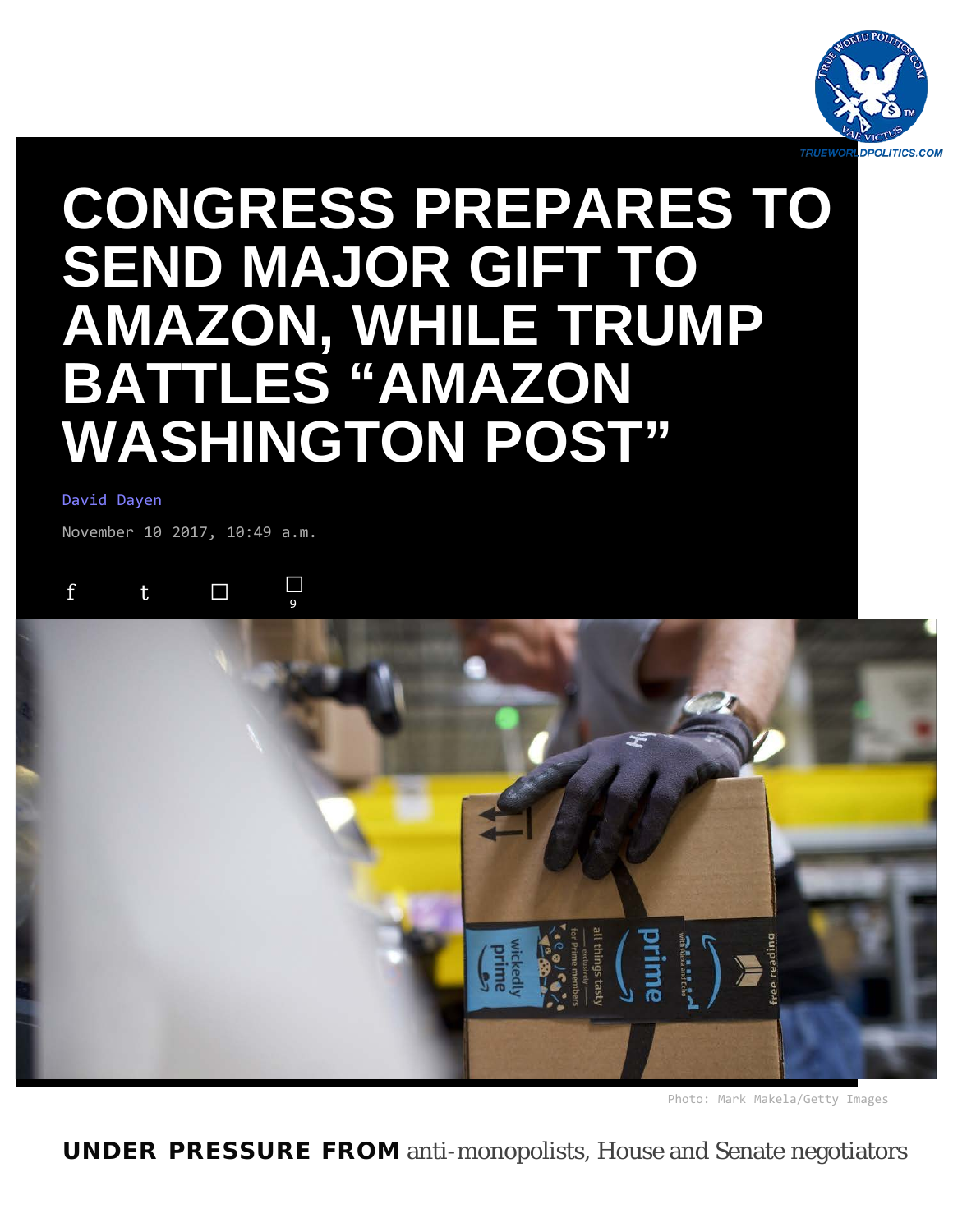# CONGRESS PREPARES TO SEND MAJOR GIFT TO AMAZON, WHILE TRUMP BATTLES "AMAZON WASHINGTON POST"

David Dayen

November 10 2017, 10:49 a.m.

Photo: Mark Makela/Getty Images

**UNDER PRESSURE FROM** anti-monopolists, House and Senate negotiators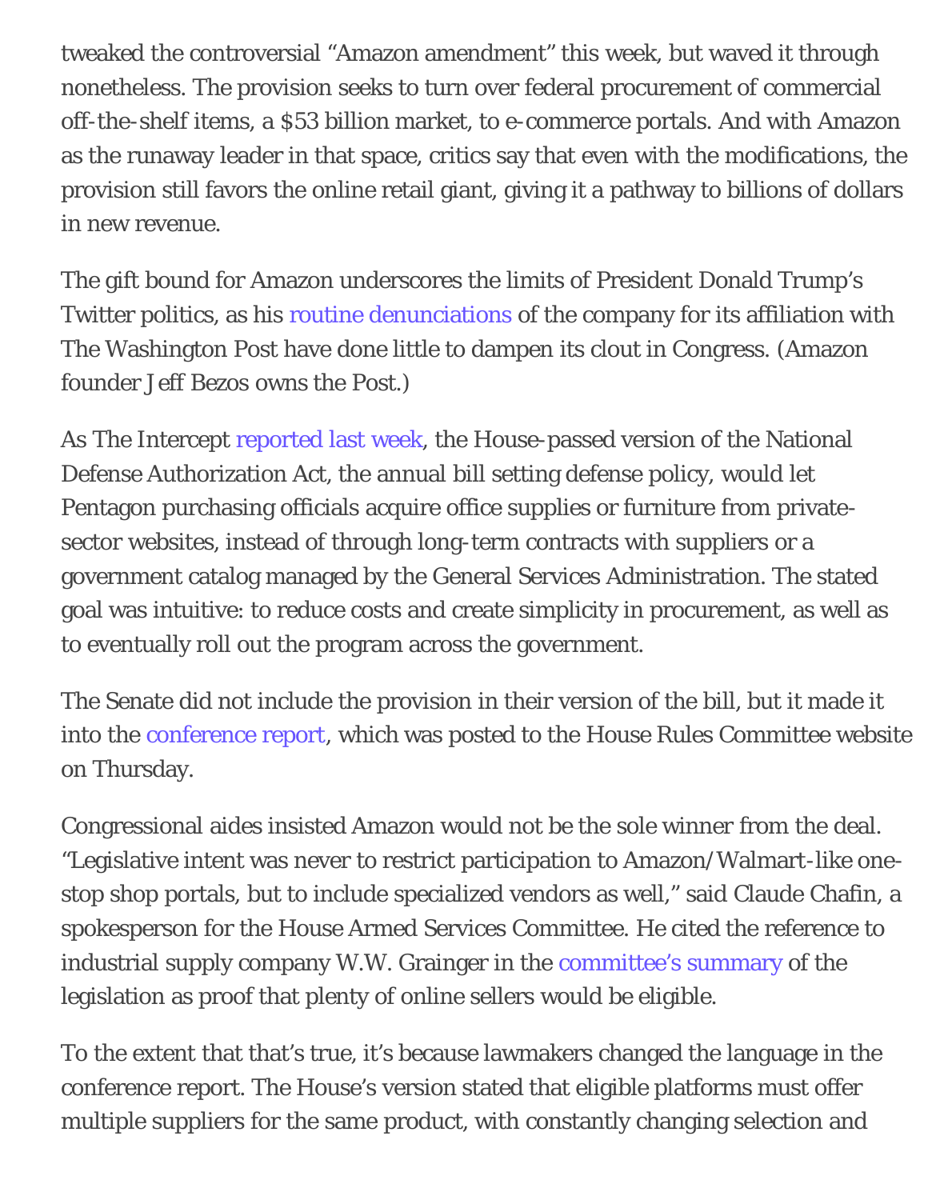tweaked the controversial "Amazon amendment" this week, but waved it through nonetheless. The provision seeks to turn over federal procurement of commercial off-the-shelf items, a $53 billion market, to e-commerce portals. And with Amazon as the runaway leader in that space, critics say that even with the modifications, the provision still favors the online retail giant, giving it a pathway to billions of dollars in new revenue.

The gift bound for Amazon underscores the limits of President Donald Trump's Twitter politics, as his routine denunciations of the company for its affiliation with The Washington Post have done little to dampen its clout in Congress. (Amazon founder Jeff Bezos owns the Post.)

As The Intercept reported last week, the House-passed version of the National Defense Authorization Act, the annual bill setting defense policy, would let Pentagon purchasing officials acquire office supplies or furniture from private-sector websites, instead of through long-term contracts with suppliers or a government catalog managed by the General Services Administration. The stated goal was intuitive: to reduce costs and create simplicity in procurement, as well as to eventually roll out the program across the government.

The Senate did not include the provision in their version of the bill, but it made it into the conference report, which was posted to the House Rules Committee website on Thursday.

Congressional aides insisted Amazon would not be the sole winner from the deal. "Legislative intent was never to restrict participation to Amazon/Walmart-like one-stop shop portals, but to include specialized vendors as well," said Claude Chafin, a spokesperson for the House Armed Services Committee. He cited the reference to industrial supply company W.W. Grainger in the committee's summary of the legislation as proof that plenty of online sellers would be eligible.

To the extent that that's true, it's because lawmakers changed the language in the conference report. The House's version stated that eligible platforms must offer multiple suppliers for the same product, with constantly changing selection and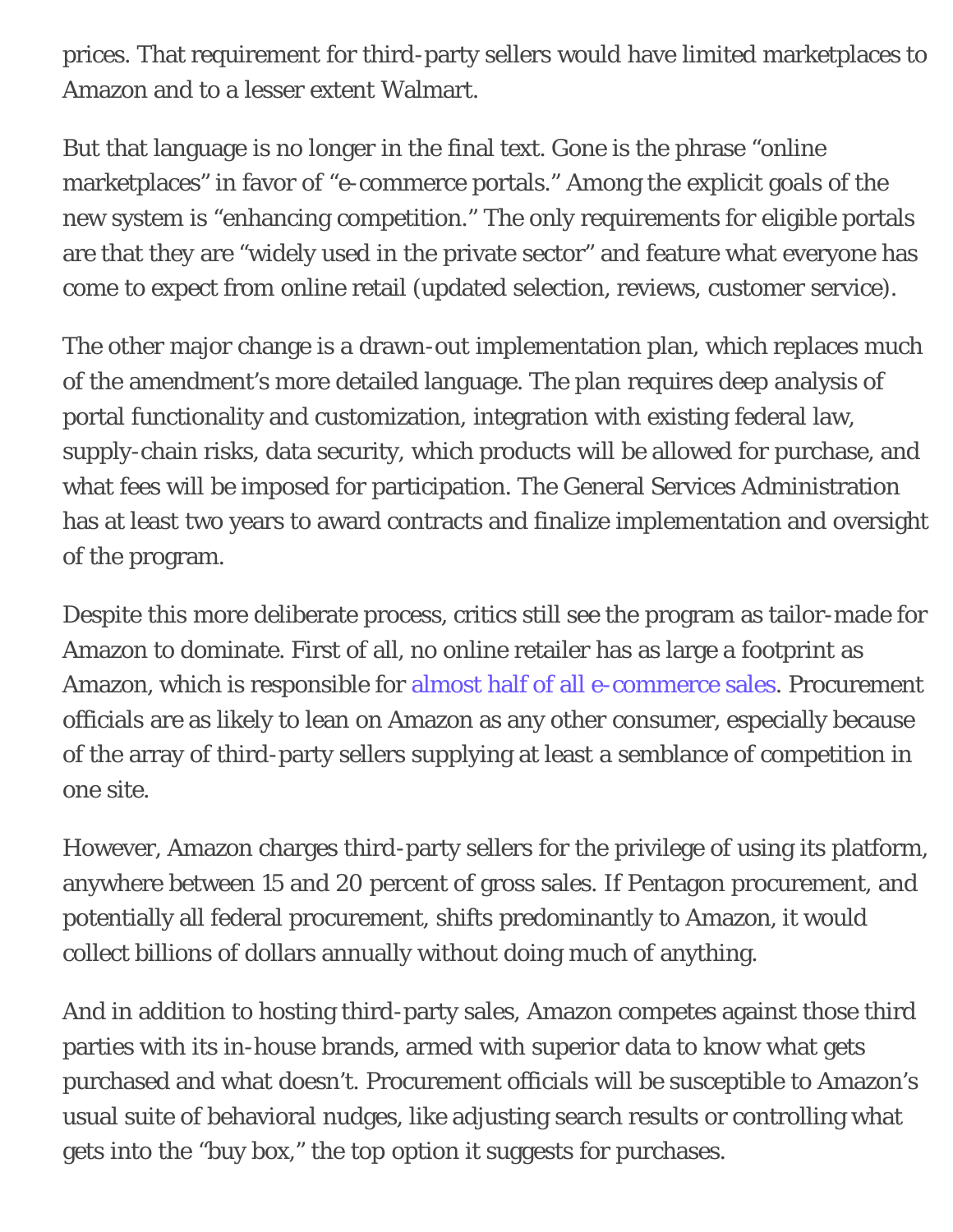prices. That requirement for third-party sellers would have limited marketplaces to Amazon and to a lesser extent Walmart.

But that language is no longer in the final text. Gone is the phrase "online marketplaces" in favor of "e-commerce portals." Among the explicit goals of the new system is "enhancing competition." The only requirements for eligible portals are that they are "widely used in the private sector" and feature what everyone has come to expect from online retail (updated selection, reviews, customer service).

The other major change is a drawn-out implementation plan, which replaces much of the amendment's more detailed language. The plan requires deep analysis of portal functionality and customization, integration with existing federal law, supply-chain risks, data security, which products will be allowed for purchase, and what fees will be imposed for participation. The General Services Administration has at least two years to award contracts and finalize implementation and oversight of the program.

Despite this more deliberate process, critics still see the program as tailor-made for Amazon to dominate. First of all, no online retailer has as large a footprint as Amazon, which is responsible for almost half of all e-commerce sales. Procurement officials are as likely to lean on Amazon as any other consumer, especially because of the array of third-party sellers supplying at least a semblance of competition in one site.

However, Amazon charges third-party sellers for the privilege of using its platform, anywhere between 15 and 20 percent of gross sales. If Pentagon procurement, and potentially all federal procurement, shifts predominantly to Amazon, it would collect billions of dollars annually without doing much of anything.

And in addition to hosting third-party sales, Amazon competes against those third parties with its in-house brands, armed with superior data to know what gets purchased and what doesn't. Procurement officials will be susceptible to Amazon's usual suite of behavioral nudges, like adjusting search results or controlling what gets into the "buy box," the top option it suggests for purchases.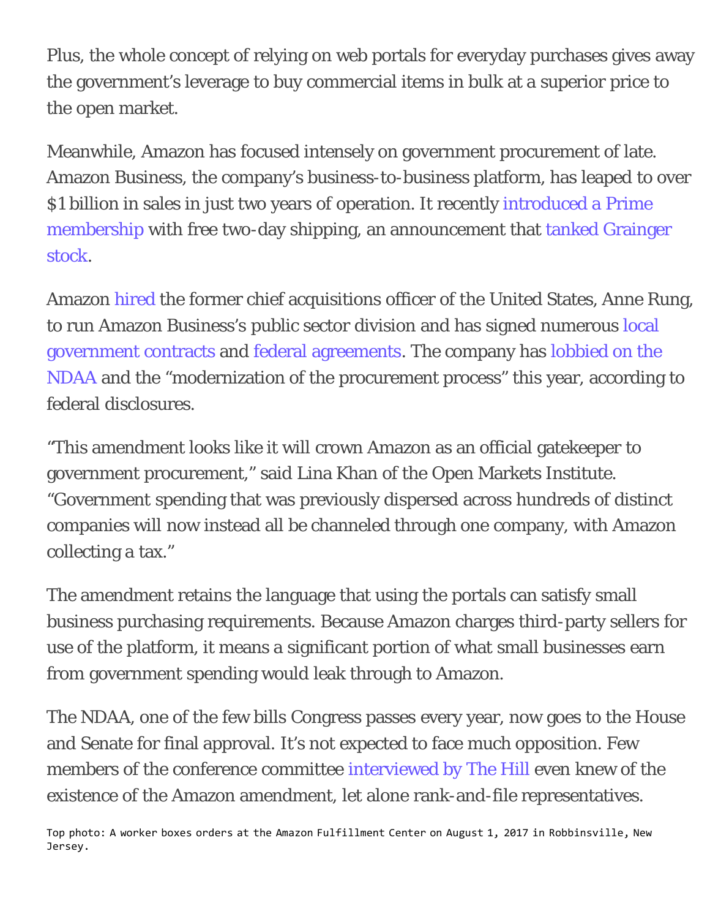Plus, the whole concept of relying on web portals for everyday purchases gives away the government's leverage to buy commercial items in bulk at a superior price to the open market.

Meanwhile, Amazon has focused intensely on government procurement of late. Amazon Business, the company's business-to-business platform, has leaped to over $1 billion in sales in just two years of operation. It recently introduced a Prime membership with free two-day shipping, an announcement that tanked Grainger stock.

Amazon hired the former chief acquisitions officer of the United States, Anne Rung, to run Amazon Business's public sector division and has signed numerous local government contracts and federal agreements. The company has lobbied on the NDAA and the "modernization of the procurement process" this year, according to federal disclosures.

"This amendment looks like it will crown Amazon as an official gatekeeper to government procurement," said Lina Khan of the Open Markets Institute. "Government spending that was previously dispersed across hundreds of distinct companies will now instead all be channeled through one company, with Amazon collecting a tax."

The amendment retains the language that using the portals can satisfy small business purchasing requirements. Because Amazon charges third-party sellers for use of the platform, it means a significant portion of what small businesses earn from government spending would leak through to Amazon.

The NDAA, one of the few bills Congress passes every year, now goes to the House and Senate for final approval. It's not expected to face much opposition. Few members of the conference committee interviewed by The Hill even knew of the existence of the Amazon amendment, let alone rank-and-file representatives.

Top photo: A worker boxes orders at the Amazon Fulfillment Center on August 1, 2017 in Robbinsville, New Jersey.